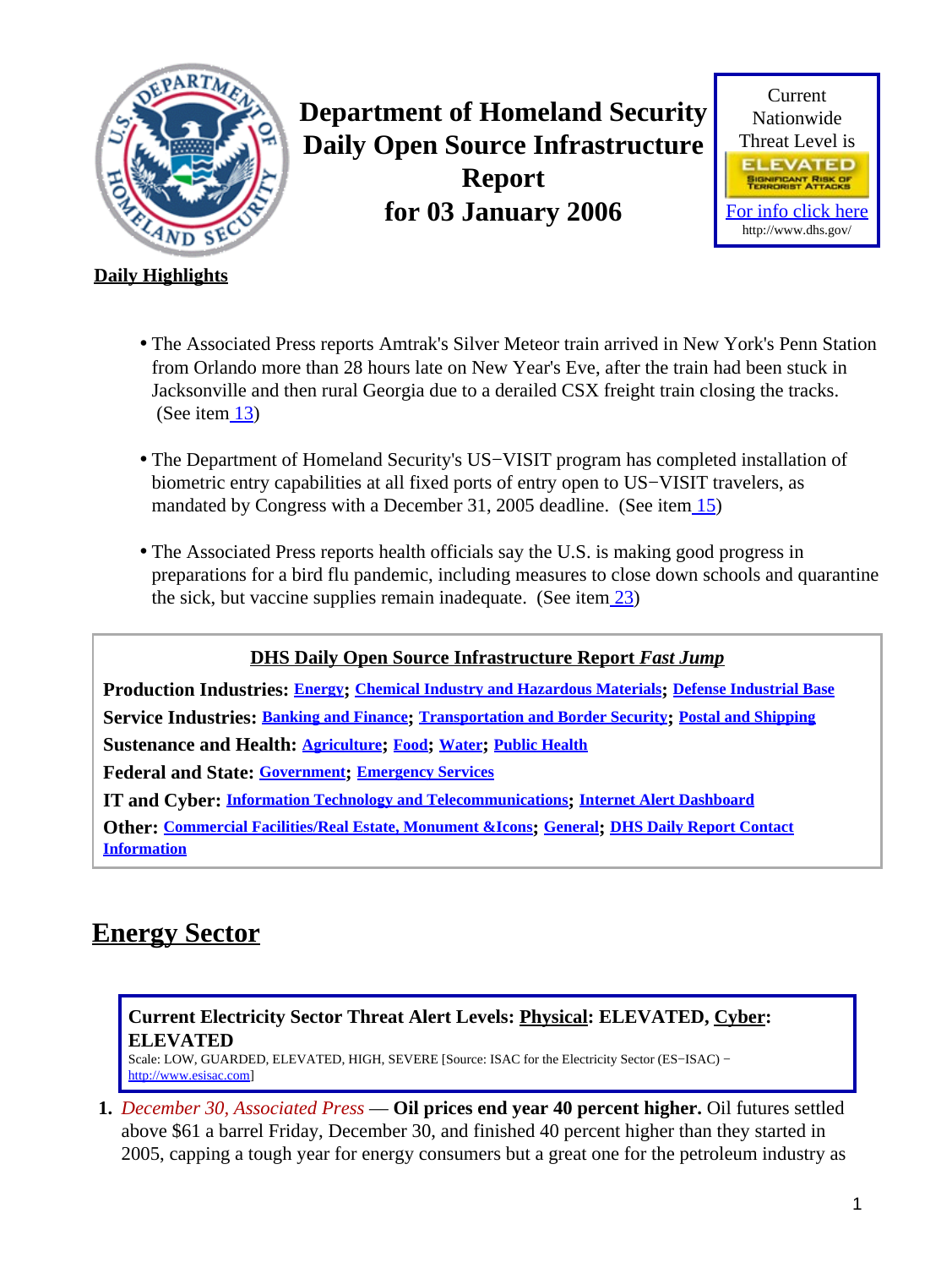# Department of Homeland Security Daily Open Source Infrastructure Report for 03 January 2006

Current Nationwide Threat Level is

ELEVATED

SIGNIFICANT RISK OF TERRORIST ATTACKS

For info click here

http://www.dhs.gov/

**Daily Highlights**

- The Associated Press reports Amtrak's Silver Meteor train arrived in New York's Penn Station from Orlando more than 28 hours late on New Year's Eve, after the train had been stuck in Jacksonville and then rural Georgia due to a derailed CSX freight train closing the tracks. (See item 13)
- The Department of Homeland Security's US−VISIT program has completed installation of biometric entry capabilities at all fixed ports of entry open to US−VISIT travelers, as mandated by Congress with a December 31, 2005 deadline. (See item 15)
- The Associated Press reports health officials say the U.S. is making good progress in preparations for a bird flu pandemic, including measures to close down schools and quarantine the sick, but vaccine supplies remain inadequate. (See item 23)

**DHS Daily Open Source Infrastructure Report *Fast Jump***

**Production Industries:** Energy; Chemical Industry and Hazardous Materials; Defense Industrial Base

**Service Industries:** Banking and Finance; Transportation and Border Security; Postal and Shipping

**Sustenance and Health:** Agriculture; Food; Water; Public Health

**Federal and State:** Government; Emergency Services

**IT and Cyber:** Information Technology and Telecommunications; Internet Alert Dashboard

**Other:** Commercial Facilities/Real Estate, Monument &Icons; General; DHS Daily Report Contact Information

## Energy Sector

**Current Electricity Sector Threat Alert Levels: Physical: ELEVATED, Cyber: ELEVATED**

Scale: LOW, GUARDED, ELEVATED, HIGH, SEVERE [Source: ISAC for the Electricity Sector (ES−ISAC) − http://www.esisac.com]

1. *December 30, Associated Press* — **Oil prices end year 40 percent higher.** Oil futures settled above $61 a barrel Friday, December 30, and finished 40 percent higher than they started in 2005, capping a tough year for energy consumers but a great one for the petroleum industry as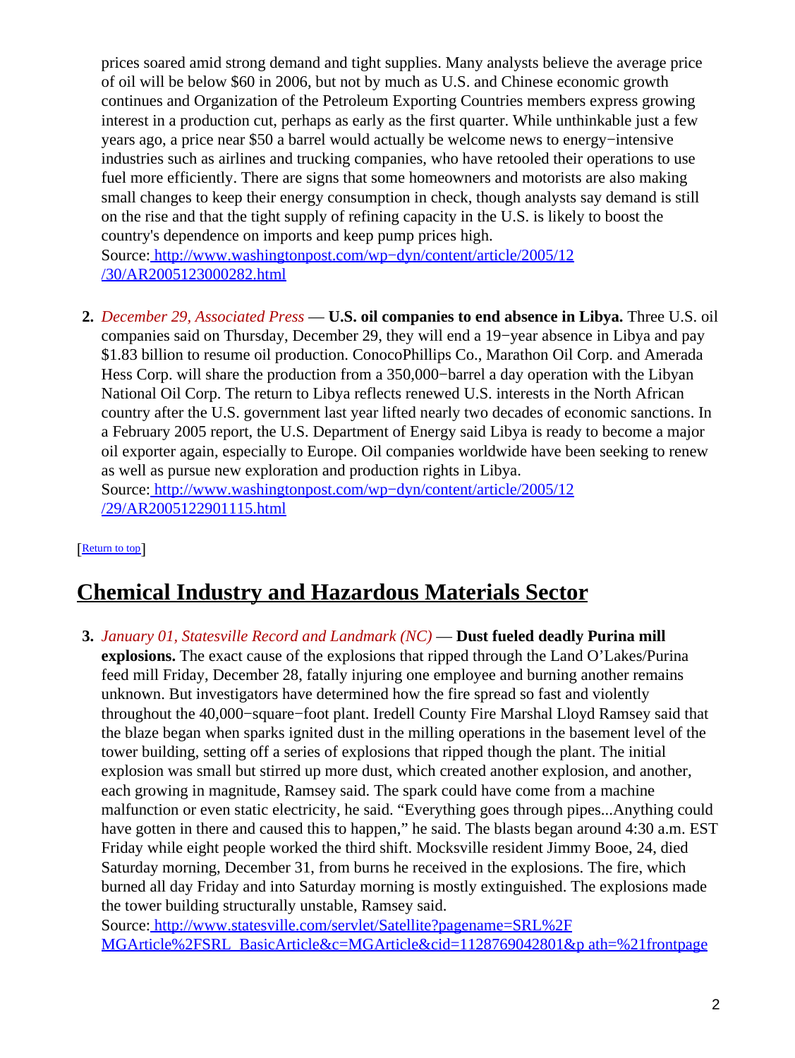prices soared amid strong demand and tight supplies. Many analysts believe the average price of oil will be below $60 in 2006, but not by much as U.S. and Chinese economic growth continues and Organization of the Petroleum Exporting Countries members express growing interest in a production cut, perhaps as early as the first quarter. While unthinkable just a few years ago, a price near $50 a barrel would actually be welcome news to energy−intensive industries such as airlines and trucking companies, who have retooled their operations to use fuel more efficiently. There are signs that some homeowners and motorists are also making small changes to keep their energy consumption in check, though analysts say demand is still on the rise and that the tight supply of refining capacity in the U.S. is likely to boost the country's dependence on imports and keep pump prices high.
Source: [http://www.washingtonpost.com/wp−dyn/content/article/2005/12/30/AR2005123000282.html](http://www.washingtonpost.com/wp-dyn/content/article/2005/12/30/AR2005123000282.html)

2. *December 29, Associated Press* — **U.S. oil companies to end absence in Libya.** Three U.S. oil companies said on Thursday, December 29, they will end a 19−year absence in Libya and pay $1.83 billion to resume oil production. ConocoPhillips Co., Marathon Oil Corp. and Amerada Hess Corp. will share the production from a 350,000−barrel a day operation with the Libyan National Oil Corp. The return to Libya reflects renewed U.S. interests in the North African country after the U.S. government last year lifted nearly two decades of economic sanctions. In a February 2005 report, the U.S. Department of Energy said Libya is ready to become a major oil exporter again, especially to Europe. Oil companies worldwide have been seeking to renew as well as pursue new exploration and production rights in Libya.
Source: [http://www.washingtonpost.com/wp−dyn/content/article/2005/12/29/AR2005122901115.html](http://www.washingtonpost.com/wp-dyn/content/article/2005/12/29/AR2005122901115.html)

[Return to top]

## Chemical Industry and Hazardous Materials Sector

3. *January 01, Statesville Record and Landmark (NC)* — **Dust fueled deadly Purina mill explosions.** The exact cause of the explosions that ripped through the Land O'Lakes/Purina feed mill Friday, December 28, fatally injuring one employee and burning another remains unknown. But investigators have determined how the fire spread so fast and violently throughout the 40,000−square−foot plant. Iredell County Fire Marshal Lloyd Ramsey said that the blaze began when sparks ignited dust in the milling operations in the basement level of the tower building, setting off a series of explosions that ripped though the plant. The initial explosion was small but stirred up more dust, which created another explosion, and another, each growing in magnitude, Ramsey said. The spark could have come from a machine malfunction or even static electricity, he said. "Everything goes through pipes...Anything could have gotten in there and caused this to happen," he said. The blasts began around 4:30 a.m. EST Friday while eight people worked the third shift. Mocksville resident Jimmy Booe, 24, died Saturday morning, December 31, from burns he received in the explosions. The fire, which burned all day Friday and into Saturday morning is mostly extinguished. The explosions made the tower building structurally unstable, Ramsey said.
Source: [http://www.statesville.com/servlet/Satellite?pagename=SRL%2FMGArticle%2FSRL_BasicArticle&c=MGArticle&cid=1128769042801&p ath=%21frontpage](http://www.statesville.com/servlet/Satellite?pagename=SRL%2FMGArticle%2FSRL_BasicArticle&c=MGArticle&cid=1128769042801&path=%21frontpage)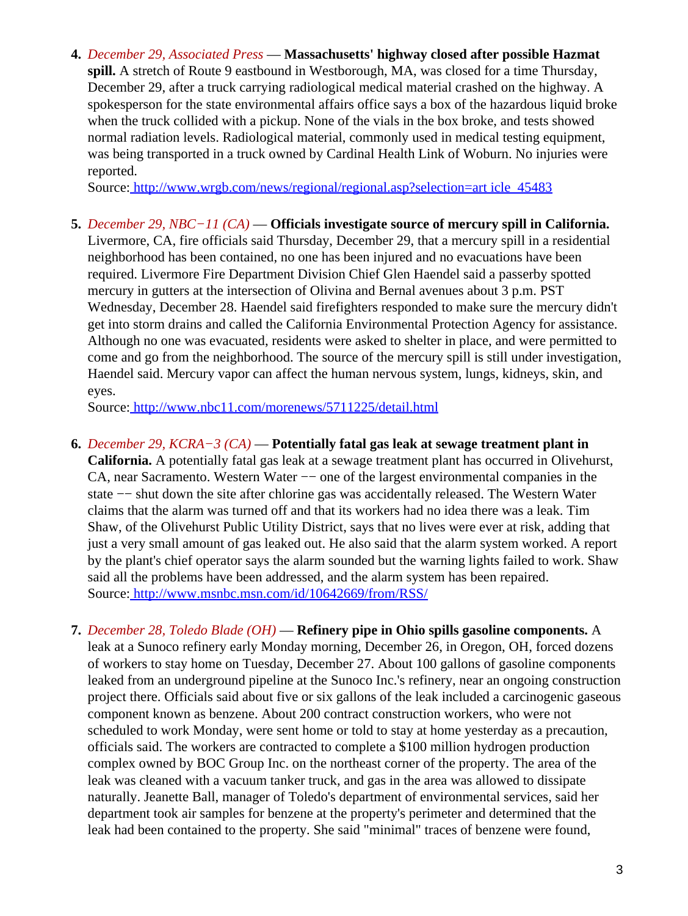4. *December 29, Associated Press* — **Massachusetts' highway closed after possible Hazmat spill.** A stretch of Route 9 eastbound in Westborough, MA, was closed for a time Thursday, December 29, after a truck carrying radiological medical material crashed on the highway. A spokesperson for the state environmental affairs office says a box of the hazardous liquid broke when the truck collided with a pickup. None of the vials in the box broke, and tests showed normal radiation levels. Radiological material, commonly used in medical testing equipment, was being transported in a truck owned by Cardinal Health Link of Woburn. No injuries were reported.
   Source: http://www.wrgb.com/news/regional/regional.asp?selection=art icle_45483

5. *December 29, NBC−11 (CA)* — **Officials investigate source of mercury spill in California.** Livermore, CA, fire officials said Thursday, December 29, that a mercury spill in a residential neighborhood has been contained, no one has been injured and no evacuations have been required. Livermore Fire Department Division Chief Glen Haendel said a passerby spotted mercury in gutters at the intersection of Olivina and Bernal avenues about 3 p.m. PST Wednesday, December 28. Haendel said firefighters responded to make sure the mercury didn't get into storm drains and called the California Environmental Protection Agency for assistance. Although no one was evacuated, residents were asked to shelter in place, and were permitted to come and go from the neighborhood. The source of the mercury spill is still under investigation, Haendel said. Mercury vapor can affect the human nervous system, lungs, kidneys, skin, and eyes.
   Source: http://www.nbc11.com/morenews/5711225/detail.html

6. *December 29, KCRA−3 (CA)* — **Potentially fatal gas leak at sewage treatment plant in California.** A potentially fatal gas leak at a sewage treatment plant has occurred in Olivehurst, CA, near Sacramento. Western Water −− one of the largest environmental companies in the state −− shut down the site after chlorine gas was accidentally released. The Western Water claims that the alarm was turned off and that its workers had no idea there was a leak. Tim Shaw, of the Olivehurst Public Utility District, says that no lives were ever at risk, adding that just a very small amount of gas leaked out. He also said that the alarm system worked. A report by the plant's chief operator says the alarm sounded but the warning lights failed to work. Shaw said all the problems have been addressed, and the alarm system has been repaired.
   Source: http://www.msnbc.msn.com/id/10642669/from/RSS/

7. *December 28, Toledo Blade (OH)* — **Refinery pipe in Ohio spills gasoline components.** A leak at a Sunoco refinery early Monday morning, December 26, in Oregon, OH, forced dozens of workers to stay home on Tuesday, December 27. About 100 gallons of gasoline components leaked from an underground pipeline at the Sunoco Inc.'s refinery, near an ongoing construction project there. Officials said about five or six gallons of the leak included a carcinogenic gaseous component known as benzene. About 200 contract construction workers, who were not scheduled to work Monday, were sent home or told to stay at home yesterday as a precaution, officials said. The workers are contracted to complete a $100 million hydrogen production complex owned by BOC Group Inc. on the northeast corner of the property. The area of the leak was cleaned with a vacuum tanker truck, and gas in the area was allowed to dissipate naturally. Jeanette Ball, manager of Toledo's department of environmental services, said her department took air samples for benzene at the property's perimeter and determined that the leak had been contained to the property. She said "minimal" traces of benzene were found,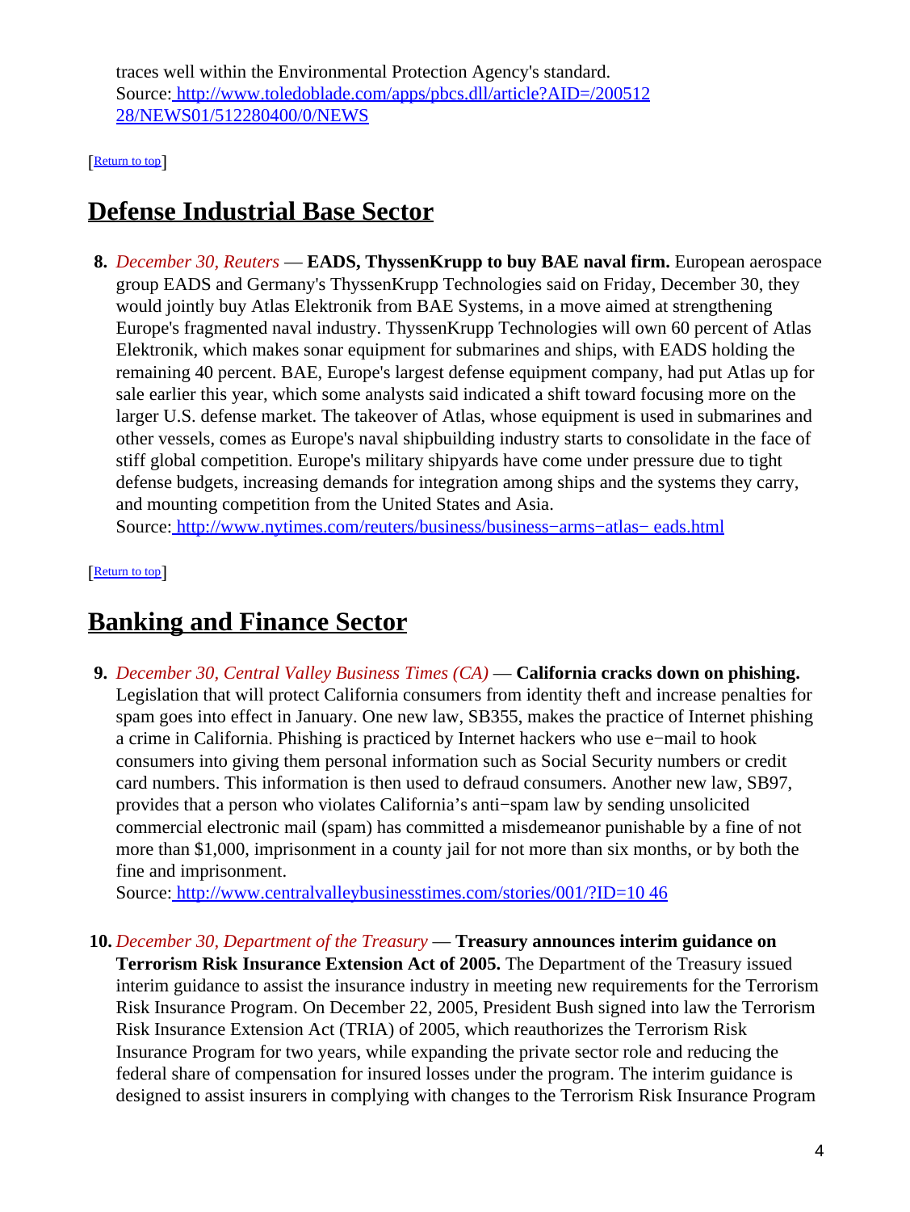traces well within the Environmental Protection Agency's standard.
Source: http://www.toledoblade.com/apps/pbcs.dll/article?AID=/20051228/NEWS01/512280400/0/NEWS

[Return to top]

## Defense Industrial Base Sector

8. *December 30, Reuters* — **EADS, ThyssenKrupp to buy BAE naval firm.** European aerospace group EADS and Germany's ThyssenKrupp Technologies said on Friday, December 30, they would jointly buy Atlas Elektronik from BAE Systems, in a move aimed at strengthening Europe's fragmented naval industry. ThyssenKrupp Technologies will own 60 percent of Atlas Elektronik, which makes sonar equipment for submarines and ships, with EADS holding the remaining 40 percent. BAE, Europe's largest defense equipment company, had put Atlas up for sale earlier this year, which some analysts said indicated a shift toward focusing more on the larger U.S. defense market. The takeover of Atlas, whose equipment is used in submarines and other vessels, comes as Europe's naval shipbuilding industry starts to consolidate in the face of stiff global competition. Europe's military shipyards have come under pressure due to tight defense budgets, increasing demands for integration among ships and the systems they carry, and mounting competition from the United States and Asia.
Source: http://www.nytimes.com/reuters/business/business−arms−atlas−eads.html

[Return to top]

## Banking and Finance Sector

9. *December 30, Central Valley Business Times (CA)* — **California cracks down on phishing.** Legislation that will protect California consumers from identity theft and increase penalties for spam goes into effect in January. One new law, SB355, makes the practice of Internet phishing a crime in California. Phishing is practiced by Internet hackers who use e−mail to hook consumers into giving them personal information such as Social Security numbers or credit card numbers. This information is then used to defraud consumers. Another new law, SB97, provides that a person who violates California's anti−spam law by sending unsolicited commercial electronic mail (spam) has committed a misdemeanor punishable by a fine of not more than $1,000, imprisonment in a county jail for not more than six months, or by both the fine and imprisonment.
Source: http://www.centralvalleybusinesstimes.com/stories/001/?ID=1046

10. *December 30, Department of the Treasury* — **Treasury announces interim guidance on Terrorism Risk Insurance Extension Act of 2005.** The Department of the Treasury issued interim guidance to assist the insurance industry in meeting new requirements for the Terrorism Risk Insurance Program. On December 22, 2005, President Bush signed into law the Terrorism Risk Insurance Extension Act (TRIA) of 2005, which reauthorizes the Terrorism Risk Insurance Program for two years, while expanding the private sector role and reducing the federal share of compensation for insured losses under the program. The interim guidance is designed to assist insurers in complying with changes to the Terrorism Risk Insurance Program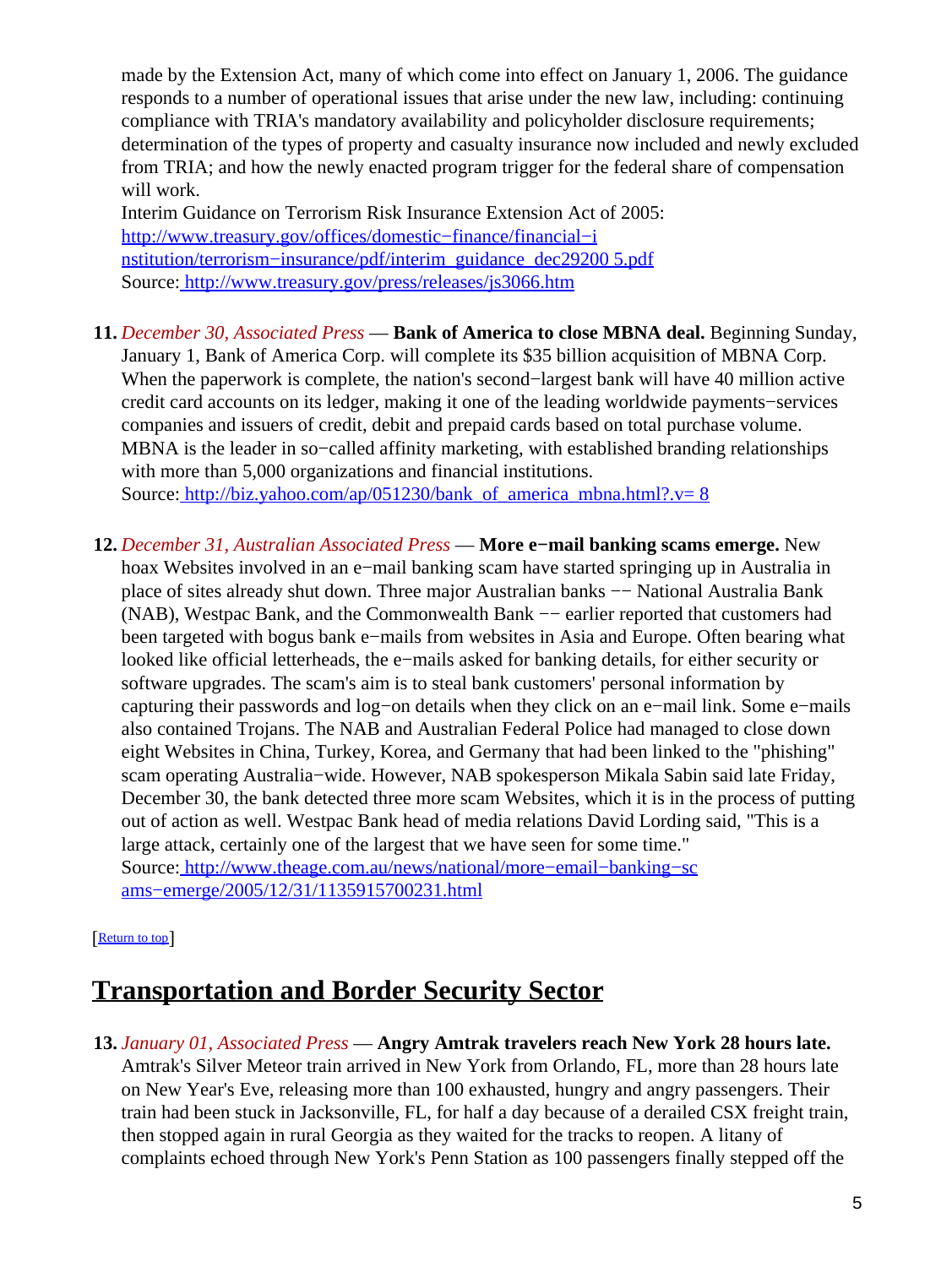made by the Extension Act, many of which come into effect on January 1, 2006. The guidance responds to a number of operational issues that arise under the new law, including: continuing compliance with TRIA's mandatory availability and policyholder disclosure requirements; determination of the types of property and casualty insurance now included and newly excluded from TRIA; and how the newly enacted program trigger for the federal share of compensation will work.
Interim Guidance on Terrorism Risk Insurance Extension Act of 2005: http://www.treasury.gov/offices/domestic−finance/financial−institution/terrorism−insurance/pdf/interim_guidance_dec29200 5.pdf
Source: http://www.treasury.gov/press/releases/js3066.htm

11. *December 30, Associated Press* — **Bank of America to close MBNA deal.** Beginning Sunday, January 1, Bank of America Corp. will complete its $35 billion acquisition of MBNA Corp. When the paperwork is complete, the nation's second−largest bank will have 40 million active credit card accounts on its ledger, making it one of the leading worldwide payments−services companies and issuers of credit, debit and prepaid cards based on total purchase volume. MBNA is the leader in so−called affinity marketing, with established branding relationships with more than 5,000 organizations and financial institutions.
Source: http://biz.yahoo.com/ap/051230/bank_of_america_mbna.html?.v= 8

12. *December 31, Australian Associated Press* — **More e−mail banking scams emerge.** New hoax Websites involved in an e−mail banking scam have started springing up in Australia in place of sites already shut down. Three major Australian banks −− National Australia Bank (NAB), Westpac Bank, and the Commonwealth Bank −− earlier reported that customers had been targeted with bogus bank e−mails from websites in Asia and Europe. Often bearing what looked like official letterheads, the e−mails asked for banking details, for either security or software upgrades. The scam's aim is to steal bank customers' personal information by capturing their passwords and log−on details when they click on an e−mail link. Some e−mails also contained Trojans. The NAB and Australian Federal Police had managed to close down eight Websites in China, Turkey, Korea, and Germany that had been linked to the "phishing" scam operating Australia−wide. However, NAB spokesperson Mikala Sabin said late Friday, December 30, the bank detected three more scam Websites, which it is in the process of putting out of action as well. Westpac Bank head of media relations David Lording said, "This is a large attack, certainly one of the largest that we have seen for some time."
Source: http://www.theage.com.au/news/national/more−email−banking−scams−emerge/2005/12/31/1135915700231.html

[Return to top]

## Transportation and Border Security Sector

13. *January 01, Associated Press* — **Angry Amtrak travelers reach New York 28 hours late.** Amtrak's Silver Meteor train arrived in New York from Orlando, FL, more than 28 hours late on New Year's Eve, releasing more than 100 exhausted, hungry and angry passengers. Their train had been stuck in Jacksonville, FL, for half a day because of a derailed CSX freight train, then stopped again in rural Georgia as they waited for the tracks to reopen. A litany of complaints echoed through New York's Penn Station as 100 passengers finally stepped off the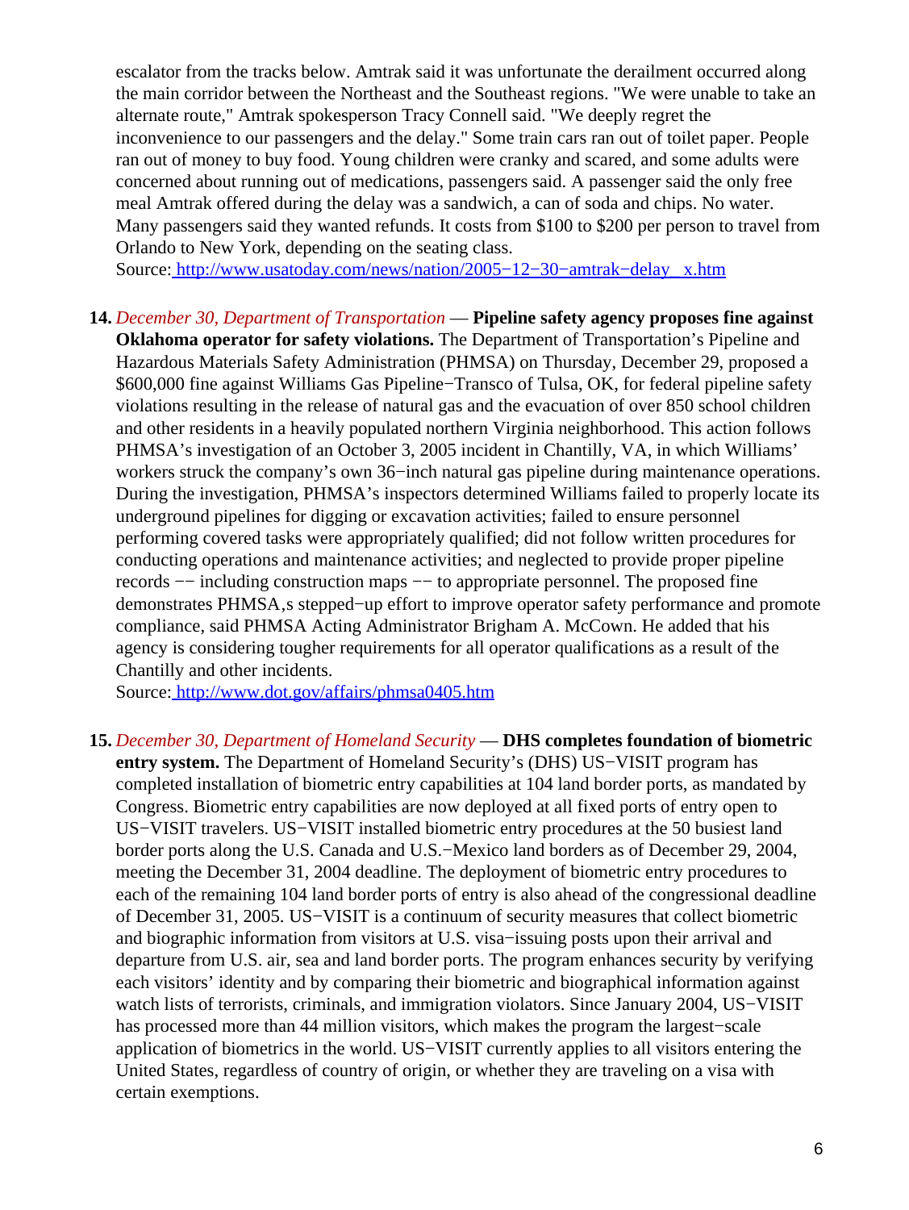escalator from the tracks below. Amtrak said it was unfortunate the derailment occurred along the main corridor between the Northeast and the Southeast regions. "We were unable to take an alternate route," Amtrak spokesperson Tracy Connell said. "We deeply regret the inconvenience to our passengers and the delay." Some train cars ran out of toilet paper. People ran out of money to buy food. Young children were cranky and scared, and some adults were concerned about running out of medications, passengers said. A passenger said the only free meal Amtrak offered during the delay was a sandwich, a can of soda and chips. No water. Many passengers said they wanted refunds. It costs from $100 to $200 per person to travel from Orlando to New York, depending on the seating class.
Source: http://www.usatoday.com/news/nation/2005−12−30−amtrak−delay_x.htm

14. *December 30, Department of Transportation* — **Pipeline safety agency proposes fine against Oklahoma operator for safety violations.** The Department of Transportation's Pipeline and Hazardous Materials Safety Administration (PHMSA) on Thursday, December 29, proposed a $600,000 fine against Williams Gas Pipeline−Transco of Tulsa, OK, for federal pipeline safety violations resulting in the release of natural gas and the evacuation of over 850 school children and other residents in a heavily populated northern Virginia neighborhood. This action follows PHMSA's investigation of an October 3, 2005 incident in Chantilly, VA, in which Williams' workers struck the company's own 36−inch natural gas pipeline during maintenance operations. During the investigation, PHMSA's inspectors determined Williams failed to properly locate its underground pipelines for digging or excavation activities; failed to ensure personnel performing covered tasks were appropriately qualified; did not follow written procedures for conducting operations and maintenance activities; and neglected to provide proper pipeline records −− including construction maps −− to appropriate personnel. The proposed fine demonstrates PHMSA,s stepped−up effort to improve operator safety performance and promote compliance, said PHMSA Acting Administrator Brigham A. McCown. He added that his agency is considering tougher requirements for all operator qualifications as a result of the Chantilly and other incidents.
Source: http://www.dot.gov/affairs/phmsa0405.htm

15. *December 30, Department of Homeland Security* — **DHS completes foundation of biometric entry system.** The Department of Homeland Security's (DHS) US−VISIT program has completed installation of biometric entry capabilities at 104 land border ports, as mandated by Congress. Biometric entry capabilities are now deployed at all fixed ports of entry open to US−VISIT travelers. US−VISIT installed biometric entry procedures at the 50 busiest land border ports along the U.S. Canada and U.S.−Mexico land borders as of December 29, 2004, meeting the December 31, 2004 deadline. The deployment of biometric entry procedures to each of the remaining 104 land border ports of entry is also ahead of the congressional deadline of December 31, 2005. US−VISIT is a continuum of security measures that collect biometric and biographic information from visitors at U.S. visa−issuing posts upon their arrival and departure from U.S. air, sea and land border ports. The program enhances security by verifying each visitors' identity and by comparing their biometric and biographical information against watch lists of terrorists, criminals, and immigration violators. Since January 2004, US−VISIT has processed more than 44 million visitors, which makes the program the largest−scale application of biometrics in the world. US−VISIT currently applies to all visitors entering the United States, regardless of country of origin, or whether they are traveling on a visa with certain exemptions.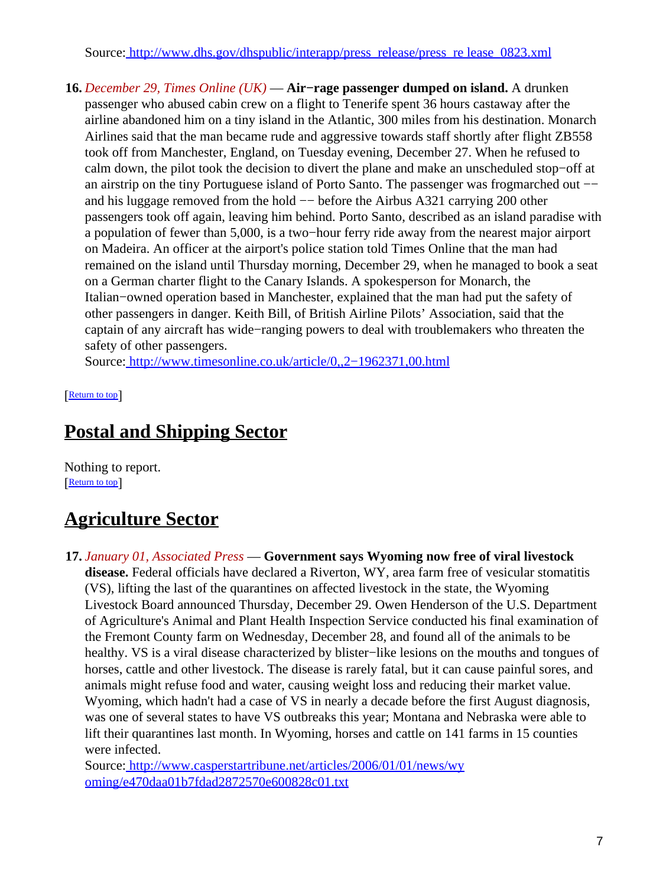Source: [http://www.dhs.gov/dhspublic/interapp/press_release/press_re lease_0823.xml](http://www.dhs.gov/dhspublic/interapp/press_release/press_release_0823.xml)

16. *December 29, Times Online (UK)* — **Air−rage passenger dumped on island.** A drunken passenger who abused cabin crew on a flight to Tenerife spent 36 hours castaway after the airline abandoned him on a tiny island in the Atlantic, 300 miles from his destination. Monarch Airlines said that the man became rude and aggressive towards staff shortly after flight ZB558 took off from Manchester, England, on Tuesday evening, December 27. When he refused to calm down, the pilot took the decision to divert the plane and make an unscheduled stop−off at an airstrip on the tiny Portuguese island of Porto Santo. The passenger was frogmarched out −− and his luggage removed from the hold −− before the Airbus A321 carrying 200 other passengers took off again, leaving him behind. Porto Santo, described as an island paradise with a population of fewer than 5,000, is a two−hour ferry ride away from the nearest major airport on Madeira. An officer at the airport's police station told Times Online that the man had remained on the island until Thursday morning, December 29, when he managed to book a seat on a German charter flight to the Canary Islands. A spokesperson for Monarch, the Italian−owned operation based in Manchester, explained that the man had put the safety of other passengers in danger. Keith Bill, of British Airline Pilots' Association, said that the captain of any aircraft has wide−ranging powers to deal with troublemakers who threaten the safety of other passengers.
Source: [http://www.timesonline.co.uk/article/0,,2−1962371,00.html](http://www.timesonline.co.uk/article/0,,2-1962371,00.html)

[Return to top]

## Postal and Shipping Sector

Nothing to report.
[Return to top]

## Agriculture Sector

17. *January 01, Associated Press* — **Government says Wyoming now free of viral livestock disease.** Federal officials have declared a Riverton, WY, area farm free of vesicular stomatitis (VS), lifting the last of the quarantines on affected livestock in the state, the Wyoming Livestock Board announced Thursday, December 29. Owen Henderson of the U.S. Department of Agriculture's Animal and Plant Health Inspection Service conducted his final examination of the Fremont County farm on Wednesday, December 28, and found all of the animals to be healthy. VS is a viral disease characterized by blister−like lesions on the mouths and tongues of horses, cattle and other livestock. The disease is rarely fatal, but it can cause painful sores, and animals might refuse food and water, causing weight loss and reducing their market value. Wyoming, which hadn't had a case of VS in nearly a decade before the first August diagnosis, was one of several states to have VS outbreaks this year; Montana and Nebraska were able to lift their quarantines last month. In Wyoming, horses and cattle on 141 farms in 15 counties were infected.
Source: [http://www.casperstartribune.net/articles/2006/01/01/news/wy oming/e470daa01b7fdad2872570e600828c01.txt](http://www.casperstartribune.net/articles/2006/01/01/news/wyoming/e470daa01b7fdad2872570e600828c01.txt)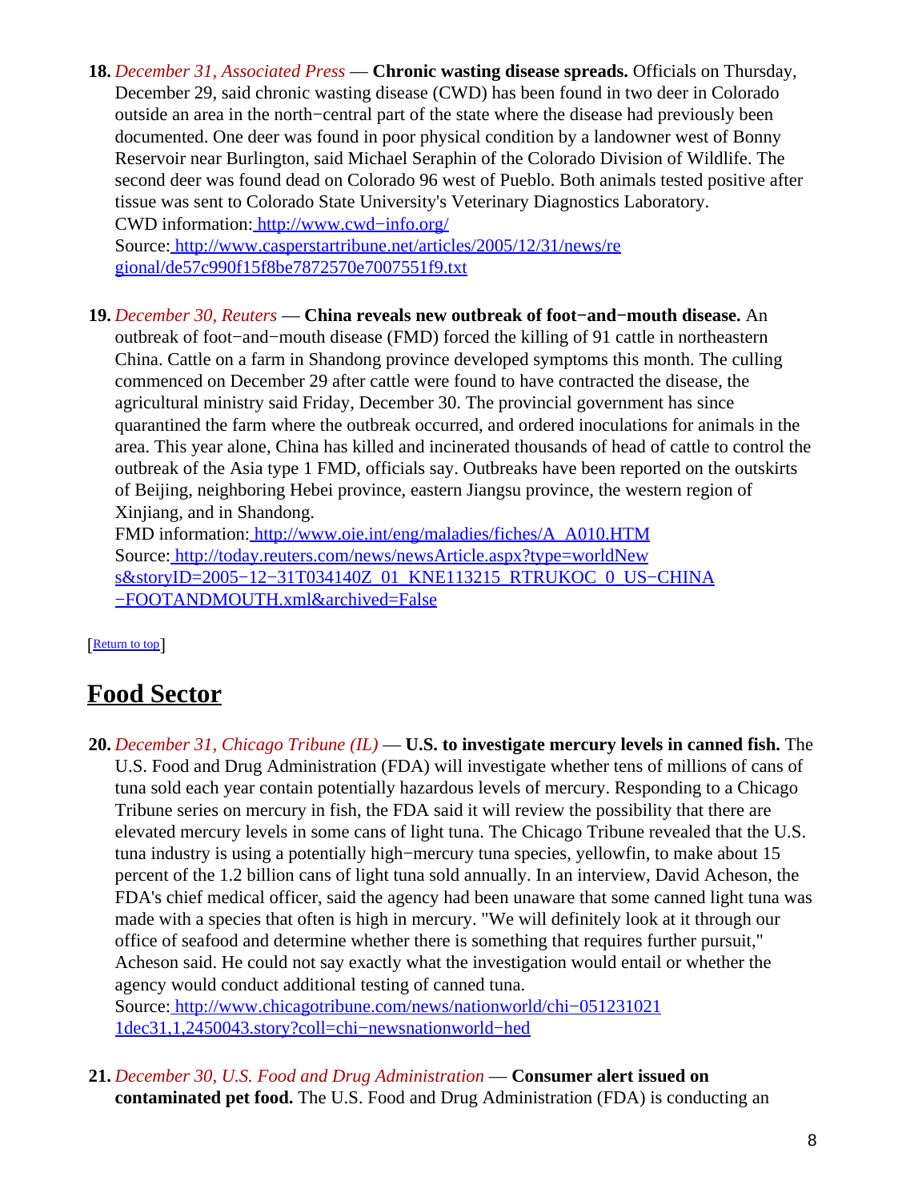18. *December 31, Associated Press* — **Chronic wasting disease spreads.** Officials on Thursday, December 29, said chronic wasting disease (CWD) has been found in two deer in Colorado outside an area in the north−central part of the state where the disease had previously been documented. One deer was found in poor physical condition by a landowner west of Bonny Reservoir near Burlington, said Michael Seraphin of the Colorado Division of Wildlife. The second deer was found dead on Colorado 96 west of Pueblo. Both animals tested positive after tissue was sent to Colorado State University's Veterinary Diagnostics Laboratory.
    CWD information: http://www.cwd−info.org/
    Source: http://www.casperstartribune.net/articles/2005/12/31/news/regional/de57c990f15f8be7872570e7007551f9.txt

19. *December 30, Reuters* — **China reveals new outbreak of foot−and−mouth disease.** An outbreak of foot−and−mouth disease (FMD) forced the killing of 91 cattle in northeastern China. Cattle on a farm in Shandong province developed symptoms this month. The culling commenced on December 29 after cattle were found to have contracted the disease, the agricultural ministry said Friday, December 30. The provincial government has since quarantined the farm where the outbreak occurred, and ordered inoculations for animals in the area. This year alone, China has killed and incinerated thousands of head of cattle to control the outbreak of the Asia type 1 FMD, officials say. Outbreaks have been reported on the outskirts of Beijing, neighboring Hebei province, eastern Jiangsu province, the western region of Xinjiang, and in Shandong.
    FMD information: http://www.oie.int/eng/maladies/fiches/A_A010.HTM
    Source: http://today.reuters.com/news/newsArticle.aspx?type=worldNews&storyID=2005−12−31T034140Z_01_KNE113215_RTRUKOC_0_US−CHINA−FOOTANDMOUTH.xml&archived=False

[Return to top]

## Food Sector

20. *December 31, Chicago Tribune (IL)* — **U.S. to investigate mercury levels in canned fish.** The U.S. Food and Drug Administration (FDA) will investigate whether tens of millions of cans of tuna sold each year contain potentially hazardous levels of mercury. Responding to a Chicago Tribune series on mercury in fish, the FDA said it will review the possibility that there are elevated mercury levels in some cans of light tuna. The Chicago Tribune revealed that the U.S. tuna industry is using a potentially high−mercury tuna species, yellowfin, to make about 15 percent of the 1.2 billion cans of light tuna sold annually. In an interview, David Acheson, the FDA's chief medical officer, said the agency had been unaware that some canned light tuna was made with a species that often is high in mercury. "We will definitely look at it through our office of seafood and determine whether there is something that requires further pursuit," Acheson said. He could not say exactly what the investigation would entail or whether the agency would conduct additional testing of canned tuna.
    Source: http://www.chicagotribune.com/news/nationworld/chi−0512310211dec31,1,2450043.story?coll=chi−newsnationworld−hed

21. *December 30, U.S. Food and Drug Administration* — **Consumer alert issued on contaminated pet food.** The U.S. Food and Drug Administration (FDA) is conducting an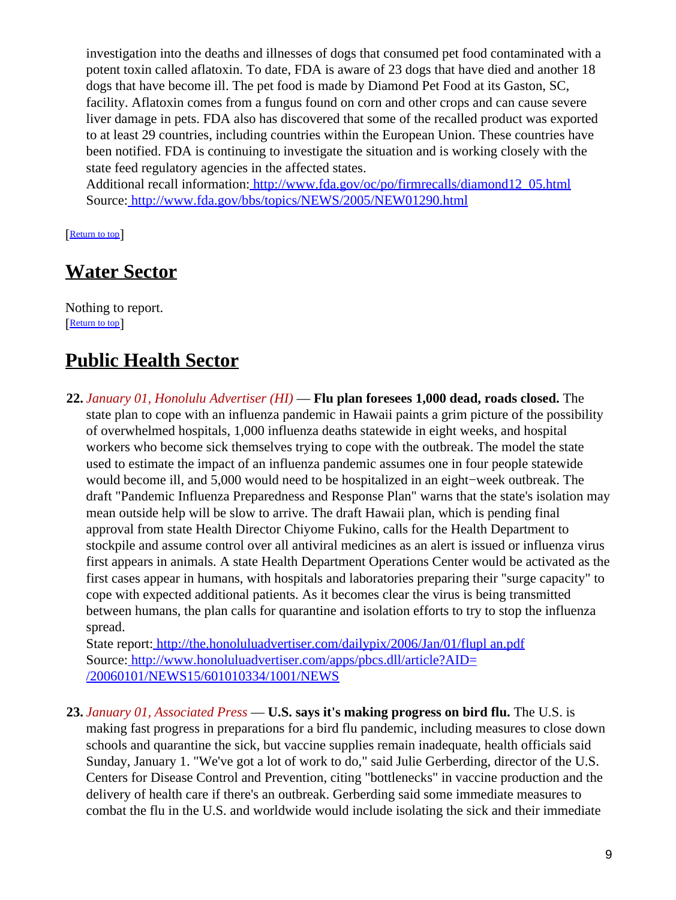investigation into the deaths and illnesses of dogs that consumed pet food contaminated with a potent toxin called aflatoxin. To date, FDA is aware of 23 dogs that have died and another 18 dogs that have become ill. The pet food is made by Diamond Pet Food at its Gaston, SC, facility. Aflatoxin comes from a fungus found on corn and other crops and can cause severe liver damage in pets. FDA also has discovered that some of the recalled product was exported to at least 29 countries, including countries within the European Union. These countries have been notified. FDA is continuing to investigate the situation and is working closely with the state feed regulatory agencies in the affected states.
Additional recall information: http://www.fda.gov/oc/po/firmrecalls/diamond12_05.html
Source: http://www.fda.gov/bbs/topics/NEWS/2005/NEW01290.html

[Return to top]

## Water Sector

Nothing to report.
[Return to top]

## Public Health Sector

22. *January 01, Honolulu Advertiser (HI)* — **Flu plan foresees 1,000 dead, roads closed.** The state plan to cope with an influenza pandemic in Hawaii paints a grim picture of the possibility of overwhelmed hospitals, 1,000 influenza deaths statewide in eight weeks, and hospital workers who become sick themselves trying to cope with the outbreak. The model the state used to estimate the impact of an influenza pandemic assumes one in four people statewide would become ill, and 5,000 would need to be hospitalized in an eight−week outbreak. The draft "Pandemic Influenza Preparedness and Response Plan" warns that the state's isolation may mean outside help will be slow to arrive. The draft Hawaii plan, which is pending final approval from state Health Director Chiyome Fukino, calls for the Health Department to stockpile and assume control over all antiviral medicines as an alert is issued or influenza virus first appears in animals. A state Health Department Operations Center would be activated as the first cases appear in humans, with hospitals and laboratories preparing their "surge capacity" to cope with expected additional patients. As it becomes clear the virus is being transmitted between humans, the plan calls for quarantine and isolation efforts to try to stop the influenza spread.
State report: http://the.honoluluadvertiser.com/dailypix/2006/Jan/01/flupl an.pdf
Source: http://www.honoluluadvertiser.com/apps/pbcs.dll/article?AID=/20060101/NEWS15/601010334/1001/NEWS

23. *January 01, Associated Press* — **U.S. says it's making progress on bird flu.** The U.S. is making fast progress in preparations for a bird flu pandemic, including measures to close down schools and quarantine the sick, but vaccine supplies remain inadequate, health officials said Sunday, January 1. "We've got a lot of work to do," said Julie Gerberding, director of the U.S. Centers for Disease Control and Prevention, citing "bottlenecks" in vaccine production and the delivery of health care if there's an outbreak. Gerberding said some immediate measures to combat the flu in the U.S. and worldwide would include isolating the sick and their immediate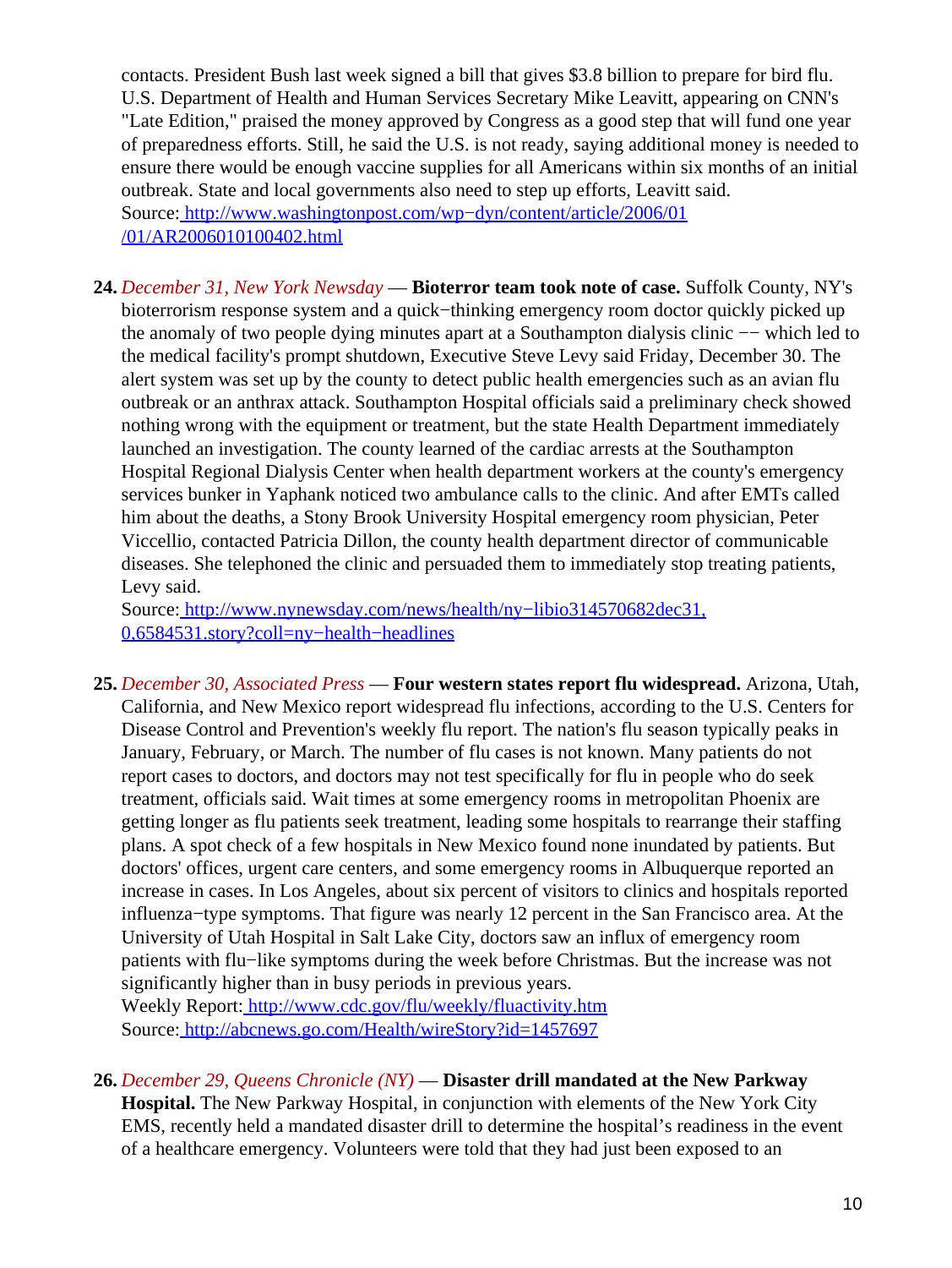contacts. President Bush last week signed a bill that gives $3.8 billion to prepare for bird flu. U.S. Department of Health and Human Services Secretary Mike Leavitt, appearing on CNN's "Late Edition," praised the money approved by Congress as a good step that will fund one year of preparedness efforts. Still, he said the U.S. is not ready, saying additional money is needed to ensure there would be enough vaccine supplies for all Americans within six months of an initial outbreak. State and local governments also need to step up efforts, Leavitt said.
Source: http://www.washingtonpost.com/wp−dyn/content/article/2006/01/01/AR2006010100402.html

24. *December 31, New York Newsday* — **Bioterror team took note of case.** Suffolk County, NY's bioterrorism response system and a quick−thinking emergency room doctor quickly picked up the anomaly of two people dying minutes apart at a Southampton dialysis clinic −− which led to the medical facility's prompt shutdown, Executive Steve Levy said Friday, December 30. The alert system was set up by the county to detect public health emergencies such as an avian flu outbreak or an anthrax attack. Southampton Hospital officials said a preliminary check showed nothing wrong with the equipment or treatment, but the state Health Department immediately launched an investigation. The county learned of the cardiac arrests at the Southampton Hospital Regional Dialysis Center when health department workers at the county's emergency services bunker in Yaphank noticed two ambulance calls to the clinic. And after EMTs called him about the deaths, a Stony Brook University Hospital emergency room physician, Peter Viccellio, contacted Patricia Dillon, the county health department director of communicable diseases. She telephoned the clinic and persuaded them to immediately stop treating patients, Levy said.
Source: http://www.nynewsday.com/news/health/ny−libio314570682dec31,0,6584531.story?coll=ny−health−headlines

25. *December 30, Associated Press* — **Four western states report flu widespread.** Arizona, Utah, California, and New Mexico report widespread flu infections, according to the U.S. Centers for Disease Control and Prevention's weekly flu report. The nation's flu season typically peaks in January, February, or March. The number of flu cases is not known. Many patients do not report cases to doctors, and doctors may not test specifically for flu in people who do seek treatment, officials said. Wait times at some emergency rooms in metropolitan Phoenix are getting longer as flu patients seek treatment, leading some hospitals to rearrange their staffing plans. A spot check of a few hospitals in New Mexico found none inundated by patients. But doctors' offices, urgent care centers, and some emergency rooms in Albuquerque reported an increase in cases. In Los Angeles, about six percent of visitors to clinics and hospitals reported influenza−type symptoms. That figure was nearly 12 percent in the San Francisco area. At the University of Utah Hospital in Salt Lake City, doctors saw an influx of emergency room patients with flu−like symptoms during the week before Christmas. But the increase was not significantly higher than in busy periods in previous years.
Weekly Report: http://www.cdc.gov/flu/weekly/fluactivity.htm
Source: http://abcnews.go.com/Health/wireStory?id=1457697

26. *December 29, Queens Chronicle (NY)* — **Disaster drill mandated at the New Parkway Hospital.** The New Parkway Hospital, in conjunction with elements of the New York City EMS, recently held a mandated disaster drill to determine the hospital's readiness in the event of a healthcare emergency. Volunteers were told that they had just been exposed to an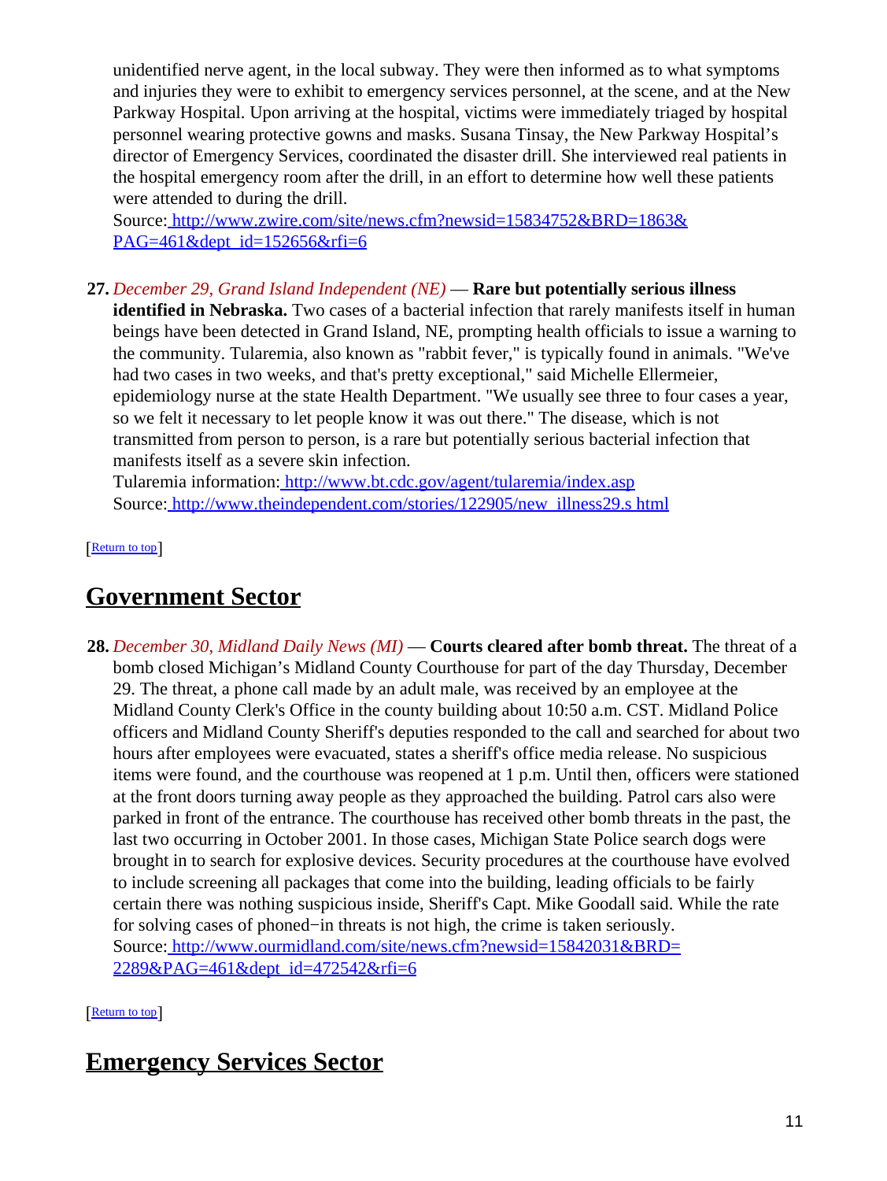unidentified nerve agent, in the local subway. They were then informed as to what symptoms and injuries they were to exhibit to emergency services personnel, at the scene, and at the New Parkway Hospital. Upon arriving at the hospital, victims were immediately triaged by hospital personnel wearing protective gowns and masks. Susana Tinsay, the New Parkway Hospital's director of Emergency Services, coordinated the disaster drill. She interviewed real patients in the hospital emergency room after the drill, in an effort to determine how well these patients were attended to during the drill.
Source: http://www.zwire.com/site/news.cfm?newsid=15834752&BRD=1863&PAG=461&dept_id=152656&rfi=6

27. *December 29, Grand Island Independent (NE)* — **Rare but potentially serious illness identified in Nebraska.** Two cases of a bacterial infection that rarely manifests itself in human beings have been detected in Grand Island, NE, prompting health officials to issue a warning to the community. Tularemia, also known as "rabbit fever," is typically found in animals. "We've had two cases in two weeks, and that's pretty exceptional," said Michelle Ellermeier, epidemiology nurse at the state Health Department. "We usually see three to four cases a year, so we felt it necessary to let people know it was out there." The disease, which is not transmitted from person to person, is a rare but potentially serious bacterial infection that manifests itself as a severe skin infection.
Tularemia information: http://www.bt.cdc.gov/agent/tularemia/index.asp
Source: http://www.theindependent.com/stories/122905/new_illness29.s html

[Return to top]

## Government Sector

28. *December 30, Midland Daily News (MI)* — **Courts cleared after bomb threat.** The threat of a bomb closed Michigan's Midland County Courthouse for part of the day Thursday, December 29. The threat, a phone call made by an adult male, was received by an employee at the Midland County Clerk's Office in the county building about 10:50 a.m. CST. Midland Police officers and Midland County Sheriff's deputies responded to the call and searched for about two hours after employees were evacuated, states a sheriff's office media release. No suspicious items were found, and the courthouse was reopened at 1 p.m. Until then, officers were stationed at the front doors turning away people as they approached the building. Patrol cars also were parked in front of the entrance. The courthouse has received other bomb threats in the past, the last two occurring in October 2001. In those cases, Michigan State Police search dogs were brought in to search for explosive devices. Security procedures at the courthouse have evolved to include screening all packages that come into the building, leading officials to be fairly certain there was nothing suspicious inside, Sheriff's Capt. Mike Goodall said. While the rate for solving cases of phoned−in threats is not high, the crime is taken seriously.
Source: http://www.ourmidland.com/site/news.cfm?newsid=15842031&BRD=2289&PAG=461&dept_id=472542&rfi=6

[Return to top]

## Emergency Services Sector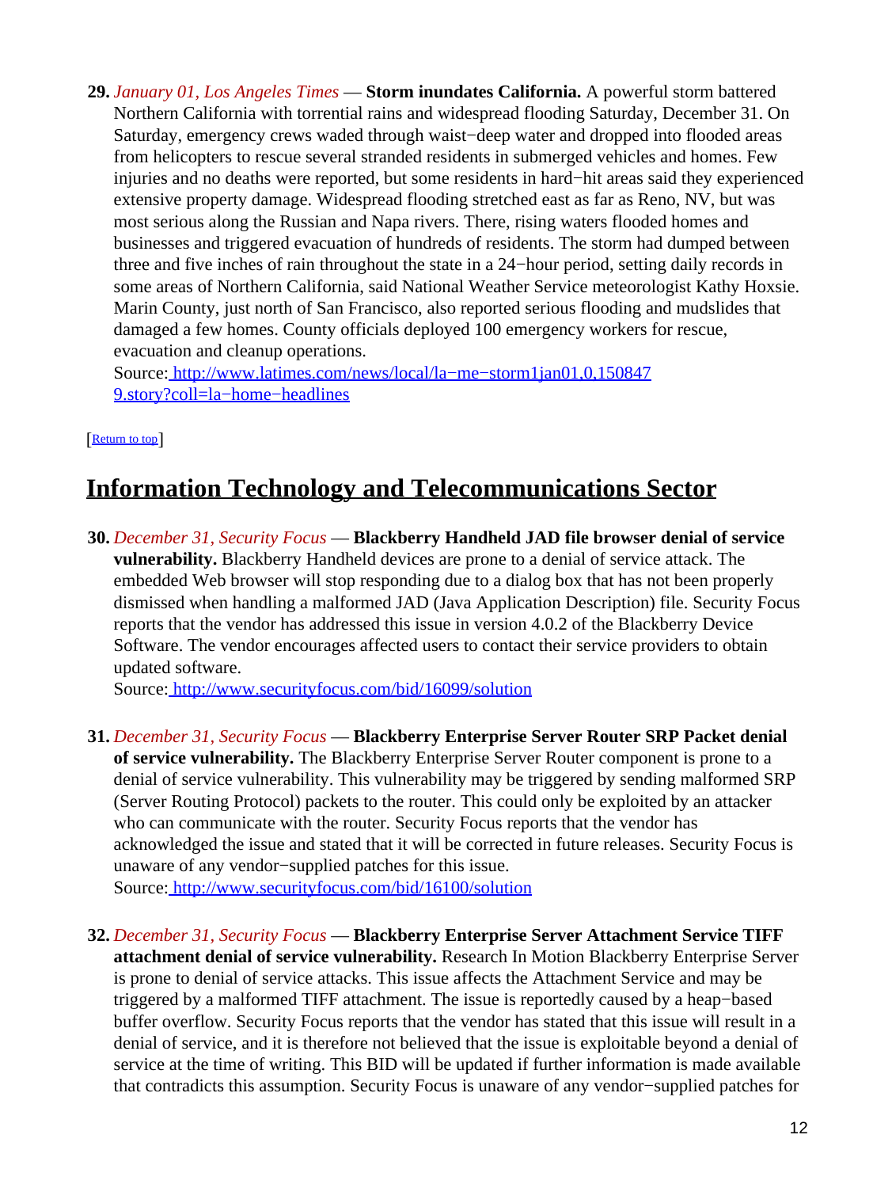29. *January 01, Los Angeles Times* — **Storm inundates California.** A powerful storm battered Northern California with torrential rains and widespread flooding Saturday, December 31. On Saturday, emergency crews waded through waist−deep water and dropped into flooded areas from helicopters to rescue several stranded residents in submerged vehicles and homes. Few injuries and no deaths were reported, but some residents in hard−hit areas said they experienced extensive property damage. Widespread flooding stretched east as far as Reno, NV, but was most serious along the Russian and Napa rivers. There, rising waters flooded homes and businesses and triggered evacuation of hundreds of residents. The storm had dumped between three and five inches of rain throughout the state in a 24−hour period, setting daily records in some areas of Northern California, said National Weather Service meteorologist Kathy Hoxsie. Marin County, just north of San Francisco, also reported serious flooding and mudslides that damaged a few homes. County officials deployed 100 emergency workers for rescue, evacuation and cleanup operations.
Source: http://www.latimes.com/news/local/la−me−storm1jan01,0,1508479.story?coll=la−home−headlines

[Return to top]

## Information Technology and Telecommunications Sector

30. *December 31, Security Focus* — **Blackberry Handheld JAD file browser denial of service vulnerability.** Blackberry Handheld devices are prone to a denial of service attack. The embedded Web browser will stop responding due to a dialog box that has not been properly dismissed when handling a malformed JAD (Java Application Description) file. Security Focus reports that the vendor has addressed this issue in version 4.0.2 of the Blackberry Device Software. The vendor encourages affected users to contact their service providers to obtain updated software.
Source: http://www.securityfocus.com/bid/16099/solution

31. *December 31, Security Focus* — **Blackberry Enterprise Server Router SRP Packet denial of service vulnerability.** The Blackberry Enterprise Server Router component is prone to a denial of service vulnerability. This vulnerability may be triggered by sending malformed SRP (Server Routing Protocol) packets to the router. This could only be exploited by an attacker who can communicate with the router. Security Focus reports that the vendor has acknowledged the issue and stated that it will be corrected in future releases. Security Focus is unaware of any vendor−supplied patches for this issue.
Source: http://www.securityfocus.com/bid/16100/solution

32. *December 31, Security Focus* — **Blackberry Enterprise Server Attachment Service TIFF attachment denial of service vulnerability.** Research In Motion Blackberry Enterprise Server is prone to denial of service attacks. This issue affects the Attachment Service and may be triggered by a malformed TIFF attachment. The issue is reportedly caused by a heap−based buffer overflow. Security Focus reports that the vendor has stated that this issue will result in a denial of service, and it is therefore not believed that the issue is exploitable beyond a denial of service at the time of writing. This BID will be updated if further information is made available that contradicts this assumption. Security Focus is unaware of any vendor−supplied patches for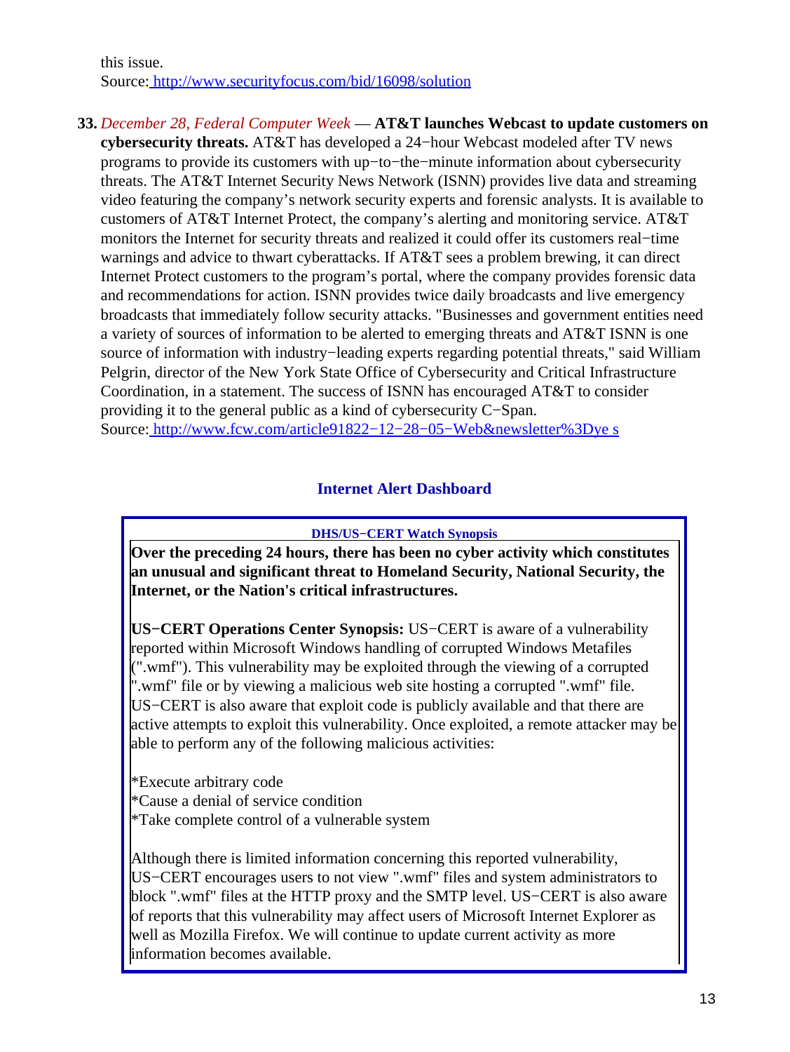this issue.
Source: http://www.securityfocus.com/bid/16098/solution

**33.** *December 28, Federal Computer Week* — **AT&T launches Webcast to update customers on cybersecurity threats.** AT&T has developed a 24−hour Webcast modeled after TV news programs to provide its customers with up−to−the−minute information about cybersecurity threats. The AT&T Internet Security News Network (ISNN) provides live data and streaming video featuring the company's network security experts and forensic analysts. It is available to customers of AT&T Internet Protect, the company's alerting and monitoring service. AT&T monitors the Internet for security threats and realized it could offer its customers real−time warnings and advice to thwart cyberattacks. If AT&T sees a problem brewing, it can direct Internet Protect customers to the program's portal, where the company provides forensic data and recommendations for action. ISNN provides twice daily broadcasts and live emergency broadcasts that immediately follow security attacks. "Businesses and government entities need a variety of sources of information to be alerted to emerging threats and AT&T ISNN is one source of information with industry−leading experts regarding potential threats," said William Pelgrin, director of the New York State Office of Cybersecurity and Critical Infrastructure Coordination, in a statement. The success of ISNN has encouraged AT&T to consider providing it to the general public as a kind of cybersecurity C−Span.
Source: http://www.fcw.com/article91822−12−28−05−Web&newsletter%3Dye s

## Internet Alert Dashboard

### DHS/US−CERT Watch Synopsis

**Over the preceding 24 hours, there has been no cyber activity which constitutes an unusual and significant threat to Homeland Security, National Security, the Internet, or the Nation's critical infrastructures.**

**US−CERT Operations Center Synopsis:** US−CERT is aware of a vulnerability reported within Microsoft Windows handling of corrupted Windows Metafiles (".wmf"). This vulnerability may be exploited through the viewing of a corrupted ".wmf" file or by viewing a malicious web site hosting a corrupted ".wmf" file. US−CERT is also aware that exploit code is publicly available and that there are active attempts to exploit this vulnerability. Once exploited, a remote attacker may be able to perform any of the following malicious activities:

*Execute arbitrary code
*Cause a denial of service condition
*Take complete control of a vulnerable system

Although there is limited information concerning this reported vulnerability, US−CERT encourages users to not view ".wmf" files and system administrators to block ".wmf" files at the HTTP proxy and the SMTP level. US−CERT is also aware of reports that this vulnerability may affect users of Microsoft Internet Explorer as well as Mozilla Firefox. We will continue to update current activity as more information becomes available.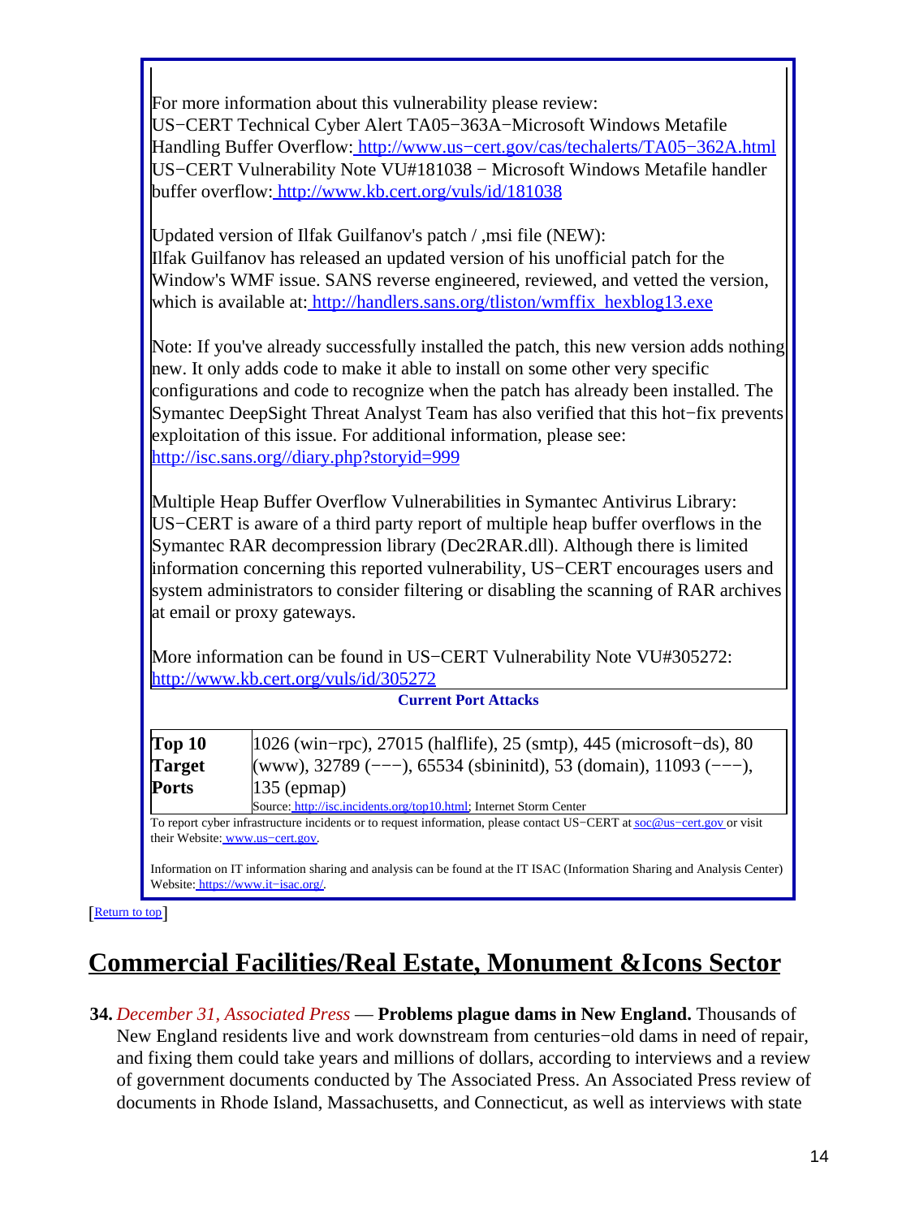For more information about this vulnerability please review:
US−CERT Technical Cyber Alert TA05−363A−Microsoft Windows Metafile Handling Buffer Overflow: http://www.us−cert.gov/cas/techalerts/TA05−362A.html
US−CERT Vulnerability Note VU#181038 − Microsoft Windows Metafile handler buffer overflow: http://www.kb.cert.org/vuls/id/181038

Updated version of Ilfak Guilfanov's patch / ,msi file (NEW):
Ilfak Guilfanov has released an updated version of his unofficial patch for the Window's WMF issue. SANS reverse engineered, reviewed, and vetted the version, which is available at: http://handlers.sans.org/tliston/wmffix_hexblog13.exe

Note: If you've already successfully installed the patch, this new version adds nothing new. It only adds code to make it able to install on some other very specific configurations and code to recognize when the patch has already been installed. The Symantec DeepSight Threat Analyst Team has also verified that this hot−fix prevents exploitation of this issue. For additional information, please see: http://isc.sans.org//diary.php?storyid=999

Multiple Heap Buffer Overflow Vulnerabilities in Symantec Antivirus Library:
US−CERT is aware of a third party report of multiple heap buffer overflows in the Symantec RAR decompression library (Dec2RAR.dll). Although there is limited information concerning this reported vulnerability, US−CERT encourages users and system administrators to consider filtering or disabling the scanning of RAR archives at email or proxy gateways.

More information can be found in US−CERT Vulnerability Note VU#305272: http://www.kb.cert.org/vuls/id/305272

**Current Port Attacks**

| | |
|---|---|
| **Top 10 Target Ports** | 1026 (win−rpc), 27015 (halflife), 25 (smtp), 445 (microsoft−ds), 80 (www), 32789 (−−−), 65534 (sbininitd), 53 (domain), 11093 (−−−), 135 (epmap)<br>Source: http://isc.incidents.org/top10.html; Internet Storm Center |

To report cyber infrastructure incidents or to request information, please contact US−CERT at soc@us−cert.gov or visit their Website: www.us−cert.gov.

Information on IT information sharing and analysis can be found at the IT ISAC (Information Sharing and Analysis Center) Website: https://www.it−isac.org/.

[Return to top]

## Commercial Facilities/Real Estate, Monument &Icons Sector

**34.** *December 31, Associated Press* — **Problems plague dams in New England.** Thousands of New England residents live and work downstream from centuries−old dams in need of repair, and fixing them could take years and millions of dollars, according to interviews and a review of government documents conducted by The Associated Press. An Associated Press review of documents in Rhode Island, Massachusetts, and Connecticut, as well as interviews with state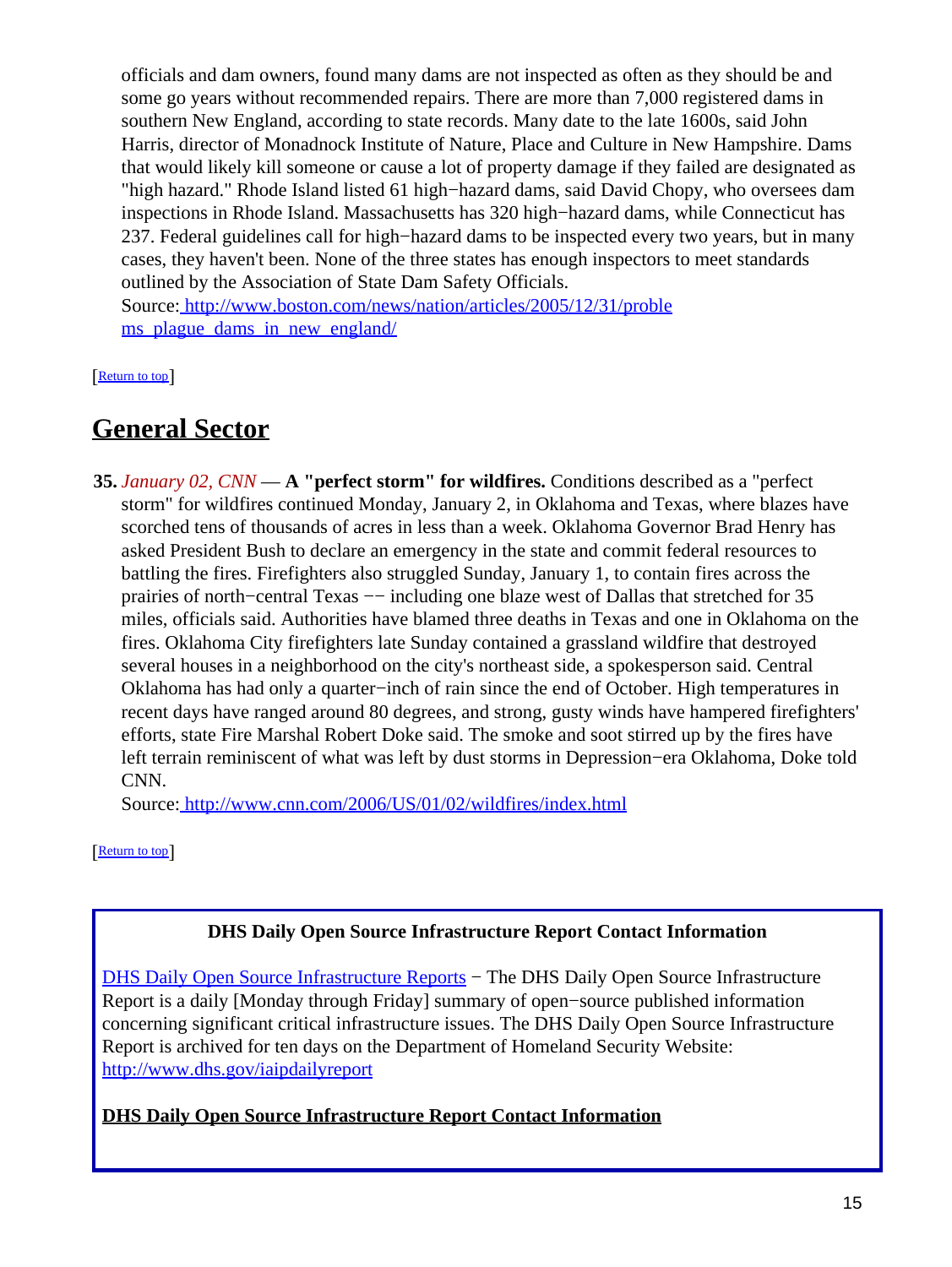officials and dam owners, found many dams are not inspected as often as they should be and some go years without recommended repairs. There are more than 7,000 registered dams in southern New England, according to state records. Many date to the late 1600s, said John Harris, director of Monadnock Institute of Nature, Place and Culture in New Hampshire. Dams that would likely kill someone or cause a lot of property damage if they failed are designated as "high hazard." Rhode Island listed 61 high−hazard dams, said David Chopy, who oversees dam inspections in Rhode Island. Massachusetts has 320 high−hazard dams, while Connecticut has 237. Federal guidelines call for high−hazard dams to be inspected every two years, but in many cases, they haven't been. None of the three states has enough inspectors to meet standards outlined by the Association of State Dam Safety Officials.
Source: http://www.boston.com/news/nation/articles/2005/12/31/problems_plague_dams_in_new_england/

[Return to top]

## General Sector

**35.** *January 02, CNN* — **A "perfect storm" for wildfires.** Conditions described as a "perfect storm" for wildfires continued Monday, January 2, in Oklahoma and Texas, where blazes have scorched tens of thousands of acres in less than a week. Oklahoma Governor Brad Henry has asked President Bush to declare an emergency in the state and commit federal resources to battling the fires. Firefighters also struggled Sunday, January 1, to contain fires across the prairies of north−central Texas −− including one blaze west of Dallas that stretched for 35 miles, officials said. Authorities have blamed three deaths in Texas and one in Oklahoma on the fires. Oklahoma City firefighters late Sunday contained a grassland wildfire that destroyed several houses in a neighborhood on the city's northeast side, a spokesperson said. Central Oklahoma has had only a quarter−inch of rain since the end of October. High temperatures in recent days have ranged around 80 degrees, and strong, gusty winds have hampered firefighters' efforts, state Fire Marshal Robert Doke said. The smoke and soot stirred up by the fires have left terrain reminiscent of what was left by dust storms in Depression−era Oklahoma, Doke told CNN.
Source: http://www.cnn.com/2006/US/01/02/wildfires/index.html

[Return to top]

**DHS Daily Open Source Infrastructure Report Contact Information**

DHS Daily Open Source Infrastructure Reports − The DHS Daily Open Source Infrastructure Report is a daily [Monday through Friday] summary of open−source published information concerning significant critical infrastructure issues. The DHS Daily Open Source Infrastructure Report is archived for ten days on the Department of Homeland Security Website: http://www.dhs.gov/iaipdailyreport

**DHS Daily Open Source Infrastructure Report Contact Information**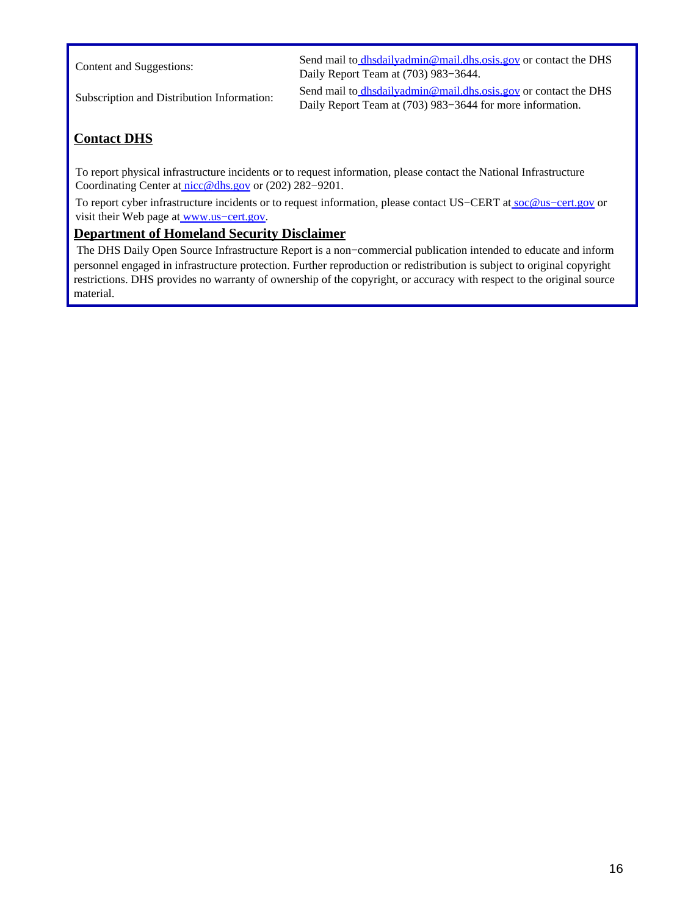| | |
|---|---|
| Content and Suggestions: | Send mail to dhsdailyadmin@mail.dhs.osis.gov or contact the DHS Daily Report Team at (703) 983−3644. |
| Subscription and Distribution Information: | Send mail to dhsdailyadmin@mail.dhs.osis.gov or contact the DHS Daily Report Team at (703) 983−3644 for more information. |

## Contact DHS

To report physical infrastructure incidents or to request information, please contact the National Infrastructure Coordinating Center at nicc@dhs.gov or (202) 282−9201.

To report cyber infrastructure incidents or to request information, please contact US−CERT at soc@us−cert.gov or visit their Web page at www.us−cert.gov.

## Department of Homeland Security Disclaimer

The DHS Daily Open Source Infrastructure Report is a non−commercial publication intended to educate and inform personnel engaged in infrastructure protection. Further reproduction or redistribution is subject to original copyright restrictions. DHS provides no warranty of ownership of the copyright, or accuracy with respect to the original source material.